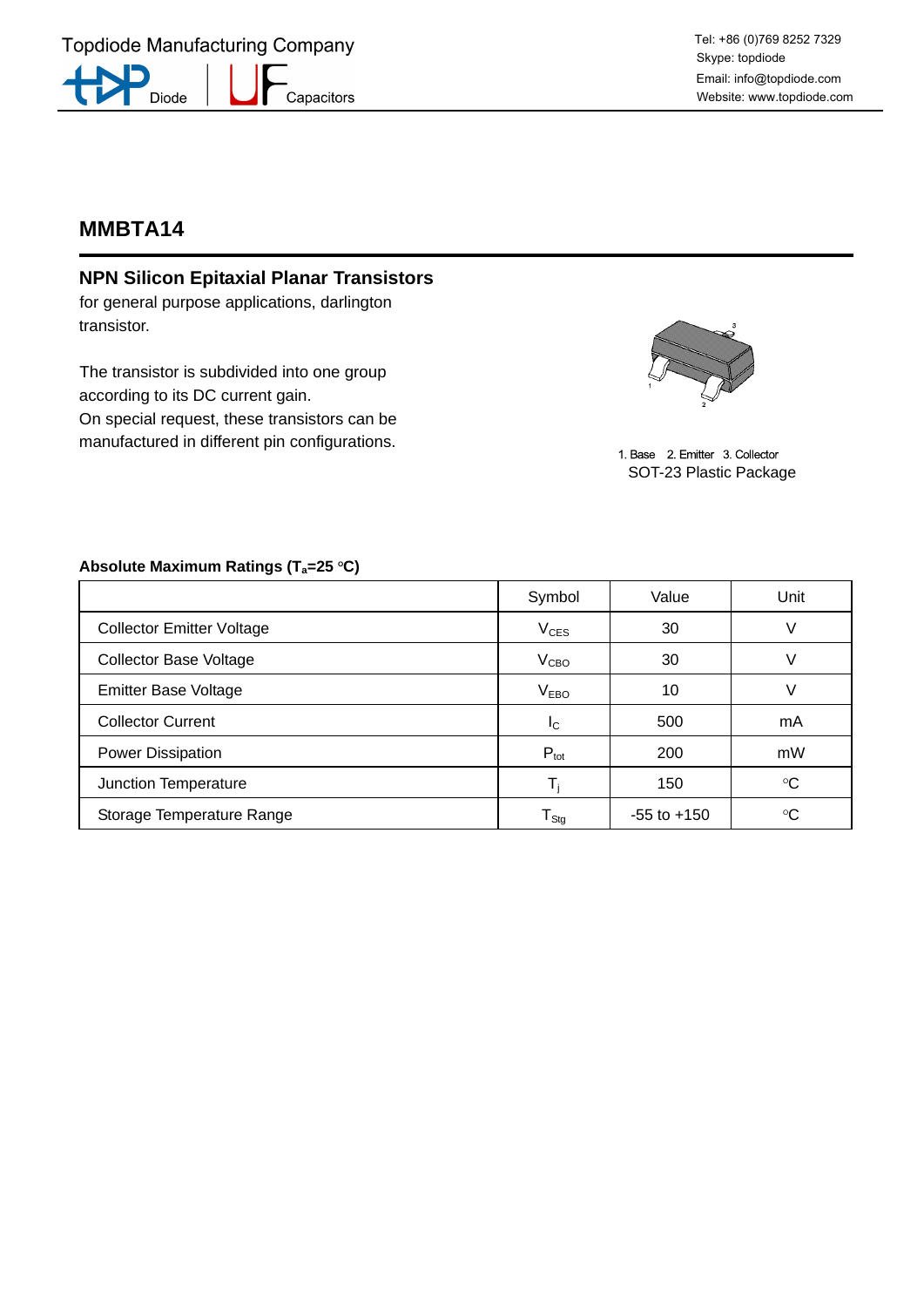# MMBTA14

## NPN Silicon Epitaxial Planar Transistors

for general purpose applications, darlington transistor.

The transistor is subdivided into one group according to its DC current gain.
On special request, these transistors can be manufactured in different pin configurations.

1. Base 2. Emitter 3. Collector
SOT-23 Plastic Package

### Absolute Maximum Ratings ($T_a$=25 °C)

| | Symbol | Value | Unit |
|---|---|---|---|
| Collector Emitter Voltage | $V_{CES}$ | 30 | V |
| Collector Base Voltage | $V_{CBO}$ | 30 | V |
| Emitter Base Voltage | $V_{EBO}$ | 10 | V |
| Collector Current | $I_C$ | 500 | mA |
| Power Dissipation | $P_{tot}$ | 200 | mW |
| Junction Temperature | $T_j$ | 150 | °C |
| Storage Temperature Range | $T_{Stg}$ | -55 to +150 | °C |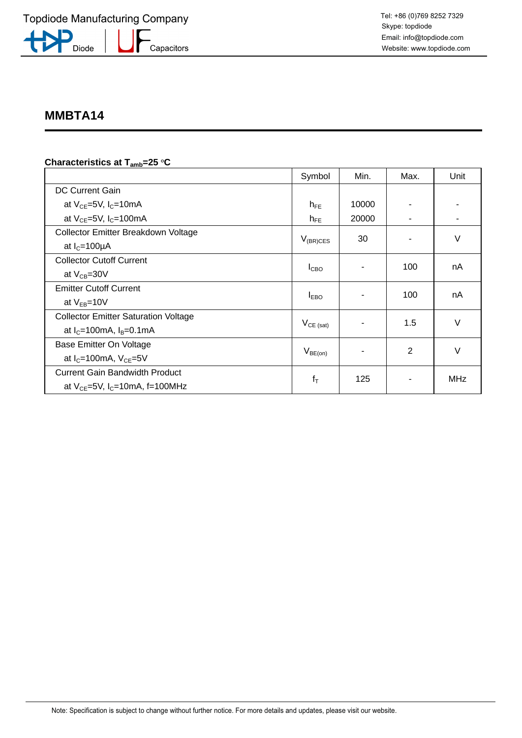# MMBTA14

**Characteristics at $T_{amb}$=25 °C**

| | Symbol | Min. | Max. | Unit |
|---|---|---|---|---|
| DC Current Gain | | | | |
| at $V_{CE}$=5V, $I_C$=10mA | $h_{FE}$ | 10000 | - | - |
| at $V_{CE}$=5V, $I_C$=100mA | $h_{FE}$ | 20000 | - | - |
| Collector Emitter Breakdown Voltage at $I_C$=100µA | $V_{(BR)CES}$ | 30 | - | V |
| Collector Cutoff Current at $V_{CB}$=30V | $I_{CBO}$ | - | 100 | nA |
| Emitter Cutoff Current at $V_{EB}$=10V | $I_{EBO}$ | - | 100 | nA |
| Collector Emitter Saturation Voltage at $I_C$=100mA, $I_B$=0.1mA | $V_{CE\ (sat)}$ | - | 1.5 | V |
| Base Emitter On Voltage at $I_C$=100mA, $V_{CE}$=5V | $V_{BE(on)}$ | - | 2 | V |
| Current Gain Bandwidth Product at $V_{CE}$=5V, $I_C$=10mA, f=100MHz | $f_T$ | 125 | - | MHz |

Note: Specification is subject to change without further notice. For more details and updates, please visit our website.